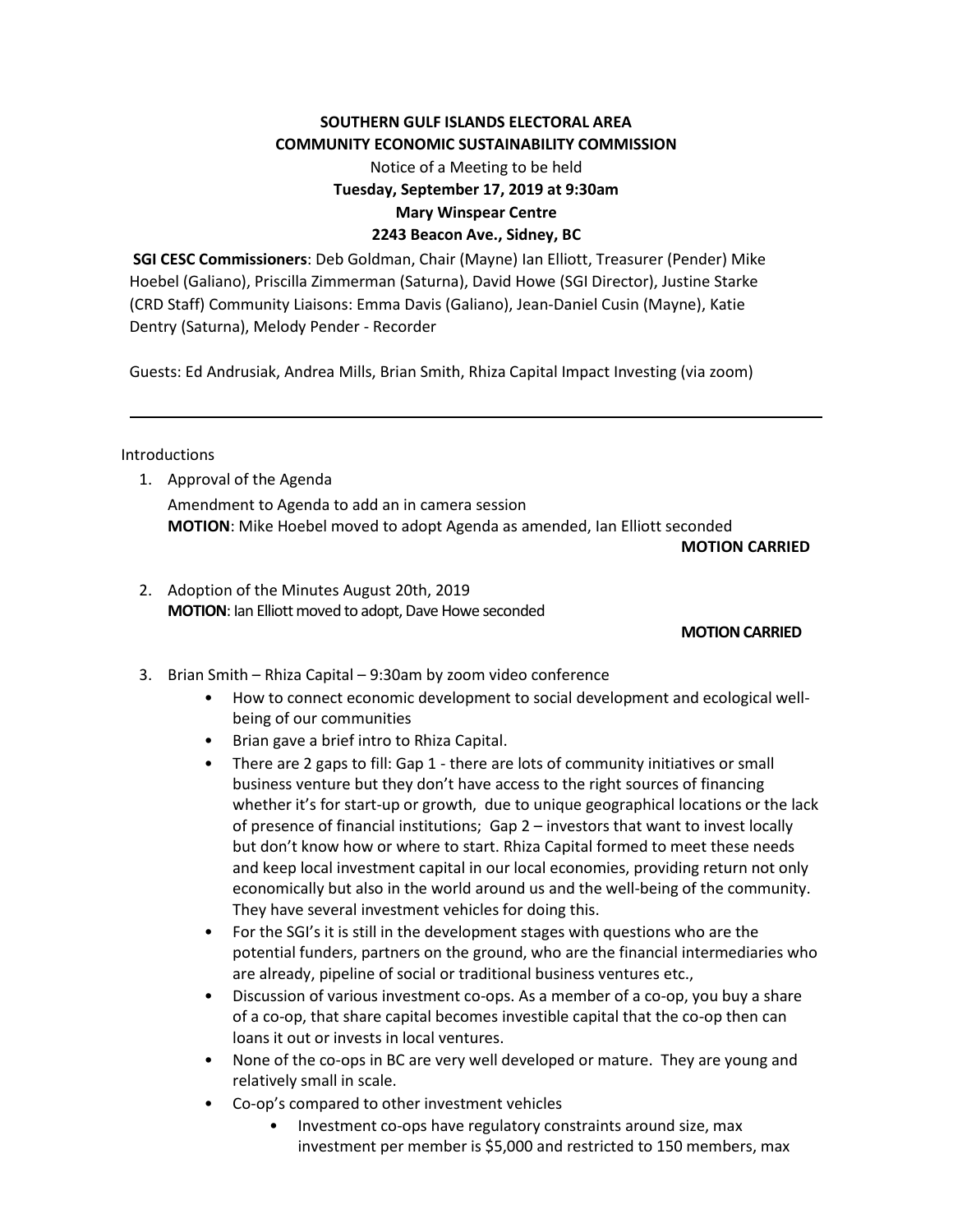**SOUTHERN GULF ISLANDS ELECTORAL AREA**
**COMMUNITY ECONOMIC SUSTAINABILITY COMMISSION**
Notice of a Meeting to be held
**Tuesday, September 17, 2019 at 9:30am**
**Mary Winspear Centre**
**2243 Beacon Ave., Sidney, BC**

**SGI CESC Commissioners**: Deb Goldman, Chair (Mayne) Ian Elliott, Treasurer (Pender) Mike Hoebel (Galiano), Priscilla Zimmerman (Saturna), David Howe (SGI Director), Justine Starke (CRD Staff) Community Liaisons: Emma Davis (Galiano), Jean-Daniel Cusin (Mayne), Katie Dentry (Saturna), Melody Pender - Recorder

Guests: Ed Andrusiak, Andrea Mills, Brian Smith, Rhiza Capital Impact Investing (via zoom)

---

Introductions

1. Approval of the Agenda

   Amendment to Agenda to add an in camera session
   **MOTION**: Mike Hoebel moved to adopt Agenda as amended, Ian Elliott seconded

   **MOTION CARRIED**

2. Adoption of the Minutes August 20th, 2019
   **MOTION**: Ian Elliott moved to adopt, Dave Howe seconded

   **MOTION CARRIED**

3. Brian Smith – Rhiza Capital – 9:30am by zoom video conference
   - How to connect economic development to social development and ecological well-being of our communities
   - Brian gave a brief intro to Rhiza Capital.
   - There are 2 gaps to fill: Gap 1 - there are lots of community initiatives or small business venture but they don't have access to the right sources of financing whether it's for start-up or growth, due to unique geographical locations or the lack of presence of financial institutions; Gap 2 – investors that want to invest locally but don't know how or where to start. Rhiza Capital formed to meet these needs and keep local investment capital in our local economies, providing return not only economically but also in the world around us and the well-being of the community. They have several investment vehicles for doing this.
   - For the SGI's it is still in the development stages with questions who are the potential funders, partners on the ground, who are the financial intermediaries who are already, pipeline of social or traditional business ventures etc.,
   - Discussion of various investment co-ops. As a member of a co-op, you buy a share of a co-op, that share capital becomes investible capital that the co-op then can loans it out or invests in local ventures.
   - None of the co-ops in BC are very well developed or mature. They are young and relatively small in scale.
   - Co-op's compared to other investment vehicles
     - Investment co-ops have regulatory constraints around size, max investment per member is $5,000 and restricted to 150 members, max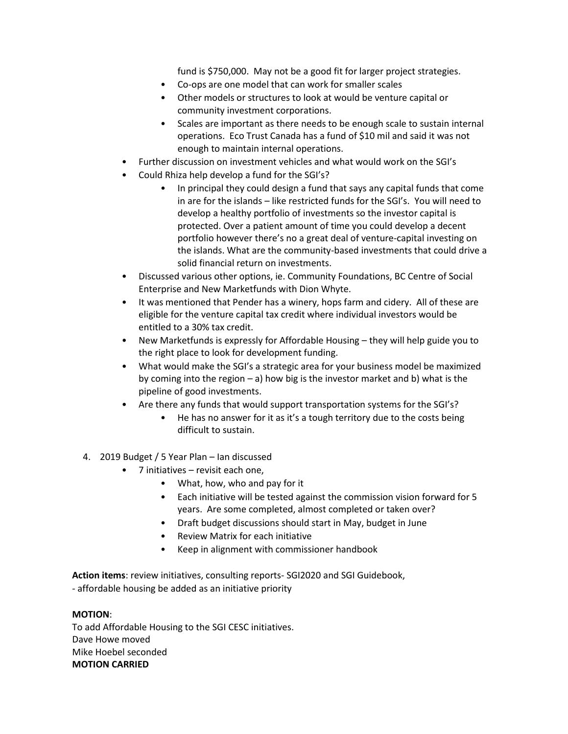- fund is $750,000. May not be a good fit for larger project strategies.
    - Co-ops are one model that can work for smaller scales
    - Other models or structures to look at would be venture capital or community investment corporations.
    - Scales are important as there needs to be enough scale to sustain internal operations. Eco Trust Canada has a fund of $10 mil and said it was not enough to maintain internal operations.
- Further discussion on investment vehicles and what would work on the SGI's
- Could Rhiza help develop a fund for the SGI's?
    - In principal they could design a fund that says any capital funds that come in are for the islands – like restricted funds for the SGI's. You will need to develop a healthy portfolio of investments so the investor capital is protected. Over a patient amount of time you could develop a decent portfolio however there's no a great deal of venture-capital investing on the islands. What are the community-based investments that could drive a solid financial return on investments.
- Discussed various other options, ie. Community Foundations, BC Centre of Social Enterprise and New Marketfunds with Dion Whyte.
- It was mentioned that Pender has a winery, hops farm and cidery. All of these are eligible for the venture capital tax credit where individual investors would be entitled to a 30% tax credit.
- New Marketfunds is expressly for Affordable Housing – they will help guide you to the right place to look for development funding.
- What would make the SGI's a strategic area for your business model be maximized by coming into the region – a) how big is the investor market and b) what is the pipeline of good investments.
- Are there any funds that would support transportation systems for the SGI's?
    - He has no answer for it as it's a tough territory due to the costs being difficult to sustain.

4. 2019 Budget / 5 Year Plan – Ian discussed
    - 7 initiatives – revisit each one,
        - What, how, who and pay for it
        - Each initiative will be tested against the commission vision forward for 5 years. Are some completed, almost completed or taken over?
        - Draft budget discussions should start in May, budget in June
        - Review Matrix for each initiative
        - Keep in alignment with commissioner handbook

**Action items**: review initiatives, consulting reports- SGI2020 and SGI Guidebook,
- affordable housing be added as an initiative priority

**MOTION**:
To add Affordable Housing to the SGI CESC initiatives.
Dave Howe moved
Mike Hoebel seconded
**MOTION CARRIED**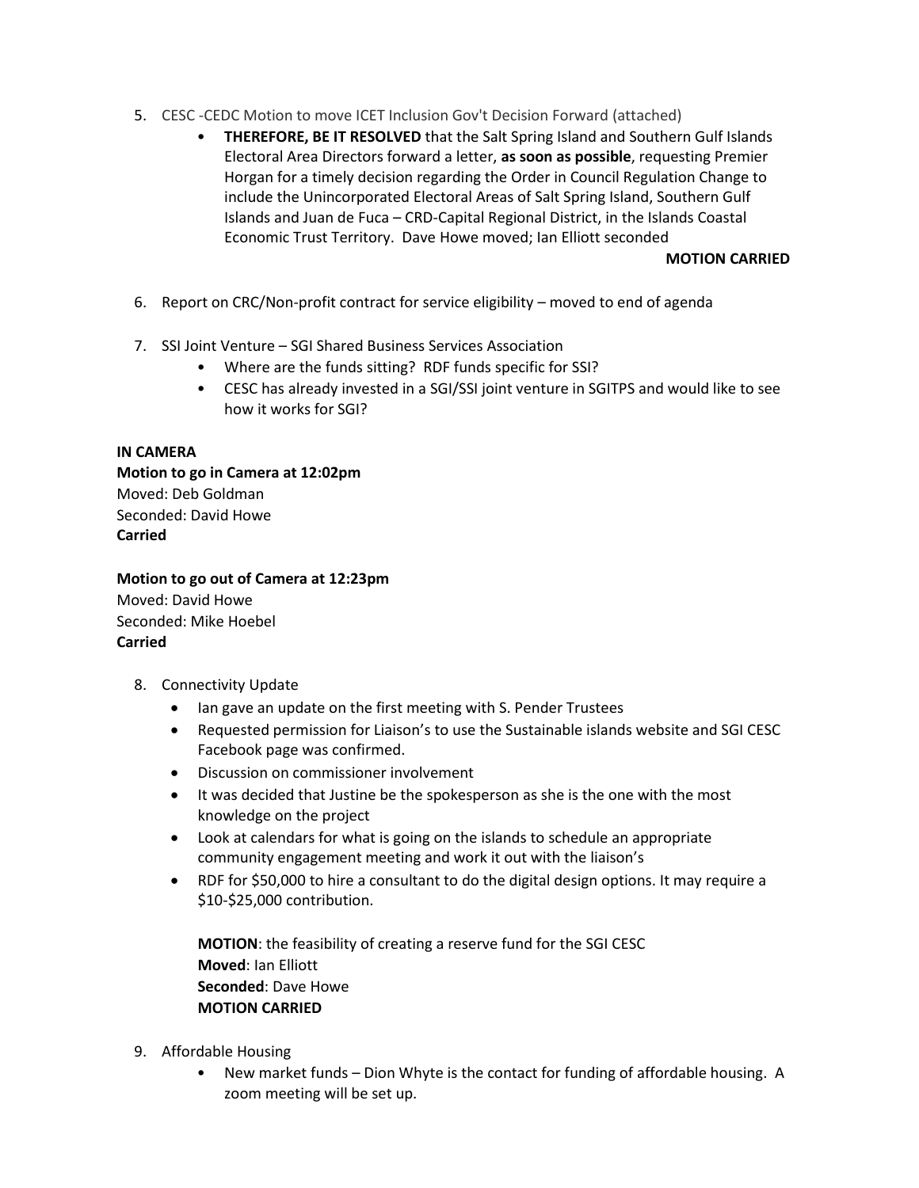5. CESC -CEDC Motion to move ICET Inclusion Gov't Decision Forward (attached)
    - **THEREFORE, BE IT RESOLVED** that the Salt Spring Island and Southern Gulf Islands Electoral Area Directors forward a letter, **as soon as possible**, requesting Premier Horgan for a timely decision regarding the Order in Council Regulation Change to include the Unincorporated Electoral Areas of Salt Spring Island, Southern Gulf Islands and Juan de Fuca – CRD-Capital Regional District, in the Islands Coastal Economic Trust Territory. Dave Howe moved; Ian Elliott seconded

      **MOTION CARRIED**

6. Report on CRC/Non-profit contract for service eligibility – moved to end of agenda

7. SSI Joint Venture – SGI Shared Business Services Association
    - Where are the funds sitting? RDF funds specific for SSI?
    - CESC has already invested in a SGI/SSI joint venture in SGITPS and would like to see how it works for SGI?

**IN CAMERA**

**Motion to go in Camera at 12:02pm**
Moved: Deb Goldman
Seconded: David Howe
**Carried**

**Motion to go out of Camera at 12:23pm**
Moved: David Howe
Seconded: Mike Hoebel
**Carried**

8. Connectivity Update
    - Ian gave an update on the first meeting with S. Pender Trustees
    - Requested permission for Liaison's to use the Sustainable islands website and SGI CESC Facebook page was confirmed.
    - Discussion on commissioner involvement
    - It was decided that Justine be the spokesperson as she is the one with the most knowledge on the project
    - Look at calendars for what is going on the islands to schedule an appropriate community engagement meeting and work it out with the liaison's
    - RDF for $50,000 to hire a consultant to do the digital design options. It may require a $10-$25,000 contribution.

    **MOTION**: the feasibility of creating a reserve fund for the SGI CESC
    **Moved**: Ian Elliott
    **Seconded**: Dave Howe
    **MOTION CARRIED**

9. Affordable Housing
    - New market funds – Dion Whyte is the contact for funding of affordable housing. A zoom meeting will be set up.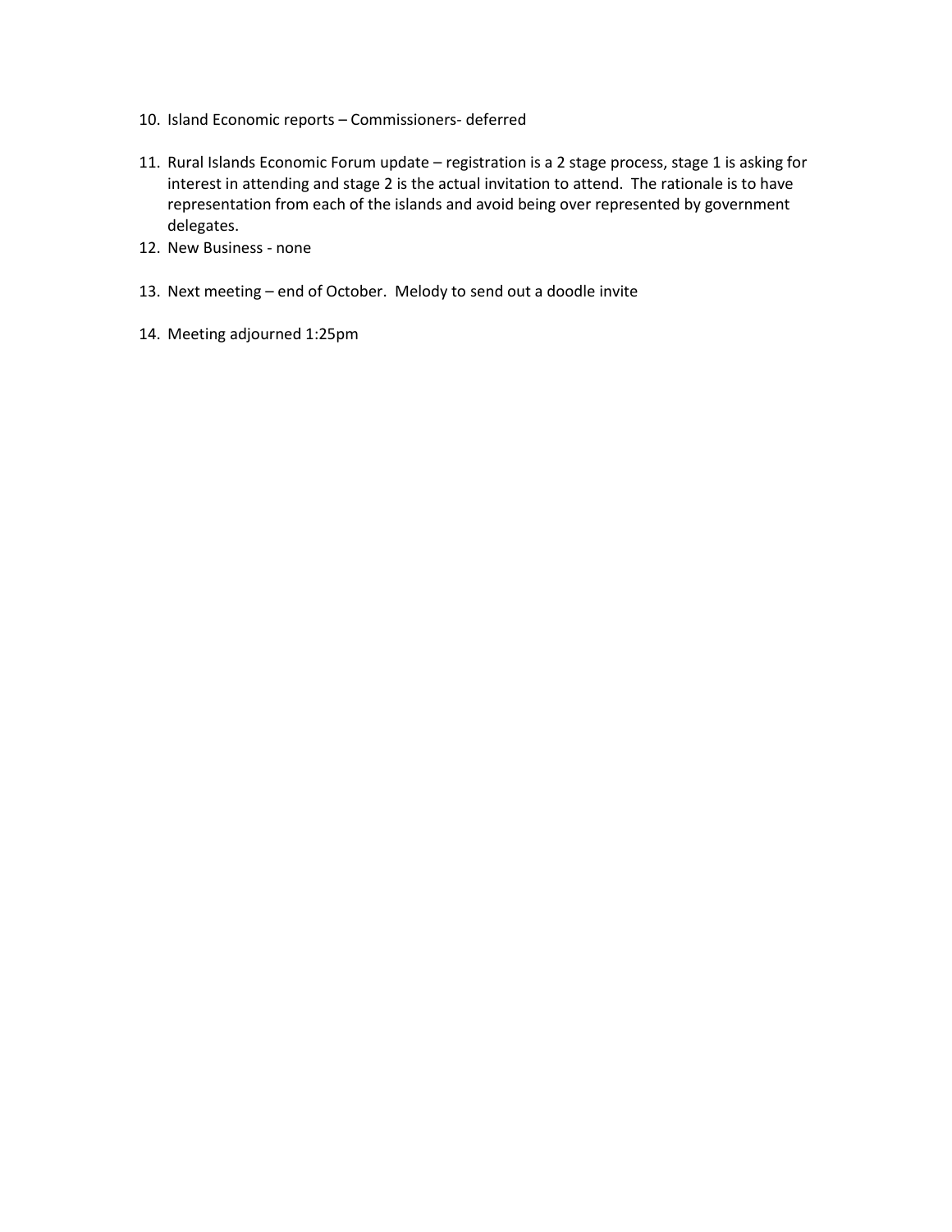10. Island Economic reports – Commissioners- deferred

11. Rural Islands Economic Forum update – registration is a 2 stage process, stage 1 is asking for interest in attending and stage 2 is the actual invitation to attend.  The rationale is to have representation from each of the islands and avoid being over represented by government delegates.
12. New Business - none

13. Next meeting – end of October.  Melody to send out a doodle invite

14. Meeting adjourned 1:25pm